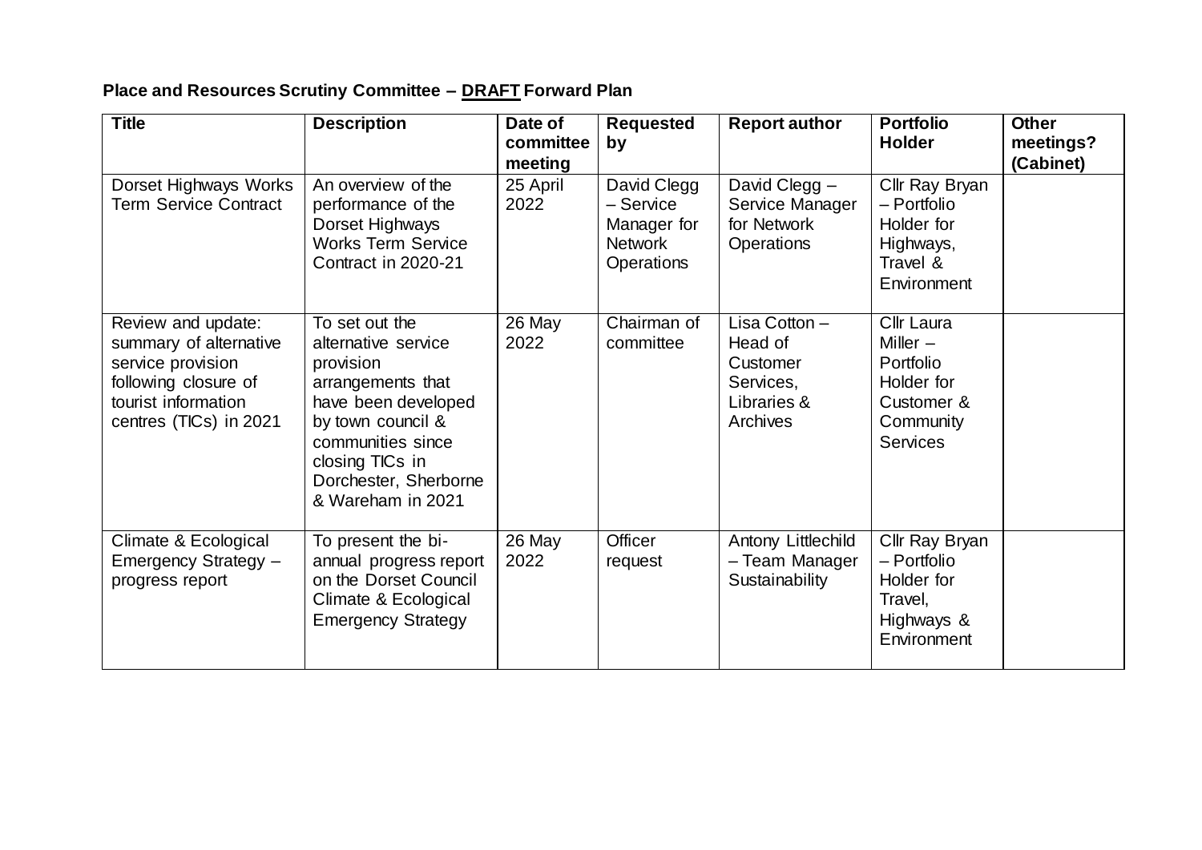**Place and Resources Scrutiny Committee – DRAFT Forward Plan**

| Title | Description | Date of committee meeting | Requested by | Report author | Portfolio Holder | Other meetings? (Cabinet) |
| --- | --- | --- | --- | --- | --- | --- |
| Dorset Highways Works Term Service Contract | An overview of the performance of the Dorset Highways Works Term Service Contract in 2020-21 | 25 April 2022 | David Clegg – Service Manager for Network Operations | David Clegg – Service Manager for Network Operations | Cllr Ray Bryan – Portfolio Holder for Highways, Travel & Environment | |
| Review and update: summary of alternative service provision following closure of tourist information centres (TICs) in 2021 | To set out the alternative service provision arrangements that have been developed by town council & communities since closing TICs in Dorchester, Sherborne & Wareham in 2021 | 26 May 2022 | Chairman of committee | Lisa Cotton – Head of Customer Services, Libraries & Archives | Cllr Laura Miller – Portfolio Holder for Customer & Community Services | |
| Climate & Ecological Emergency Strategy – progress report | To present the bi-annual progress report on the Dorset Council Climate & Ecological Emergency Strategy | 26 May 2022 | Officer request | Antony Littlechild – Team Manager Sustainability | Cllr Ray Bryan – Portfolio Holder for Travel, Highways & Environment | |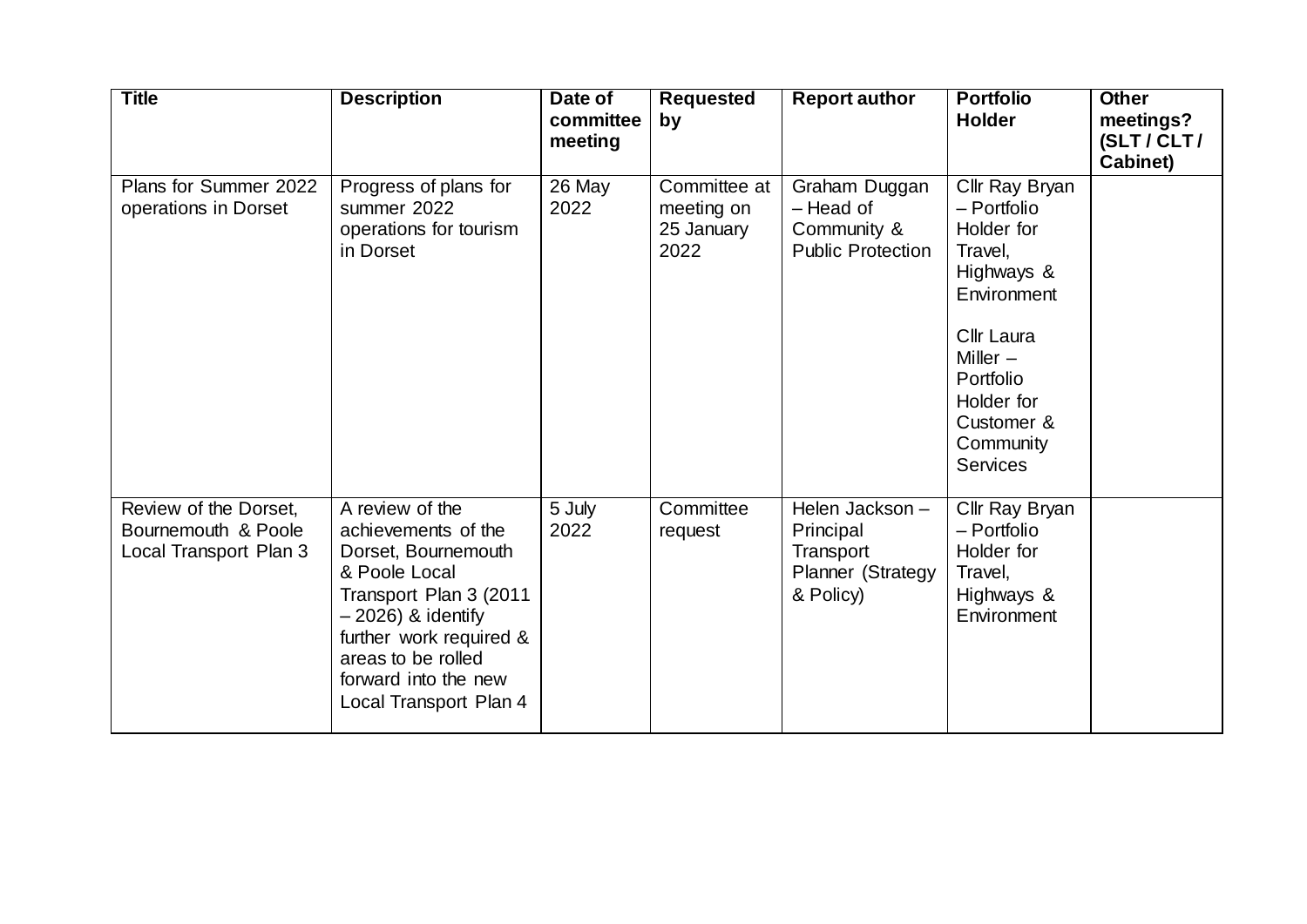| Title | Description | Date of committee meeting | Requested by | Report author | Portfolio Holder | Other meetings? (SLT / CLT / Cabinet) |
|---|---|---|---|---|---|---|
| Plans for Summer 2022 operations in Dorset | Progress of plans for summer 2022 operations for tourism in Dorset | 26 May 2022 | Committee at meeting on 25 January 2022 | Graham Duggan – Head of Community & Public Protection | Cllr Ray Bryan – Portfolio Holder for Travel, Highways & Environment<br><br>Cllr Laura Miller – Portfolio Holder for Customer & Community Services | |
| Review of the Dorset, Bournemouth & Poole Local Transport Plan 3 | A review of the achievements of the Dorset, Bournemouth & Poole Local Transport Plan 3 (2011 – 2026) & identify further work required & areas to be rolled forward into the new Local Transport Plan 4 | 5 July 2022 | Committee request | Helen Jackson – Principal Transport Planner (Strategy & Policy) | Cllr Ray Bryan – Portfolio Holder for Travel, Highways & Environment | |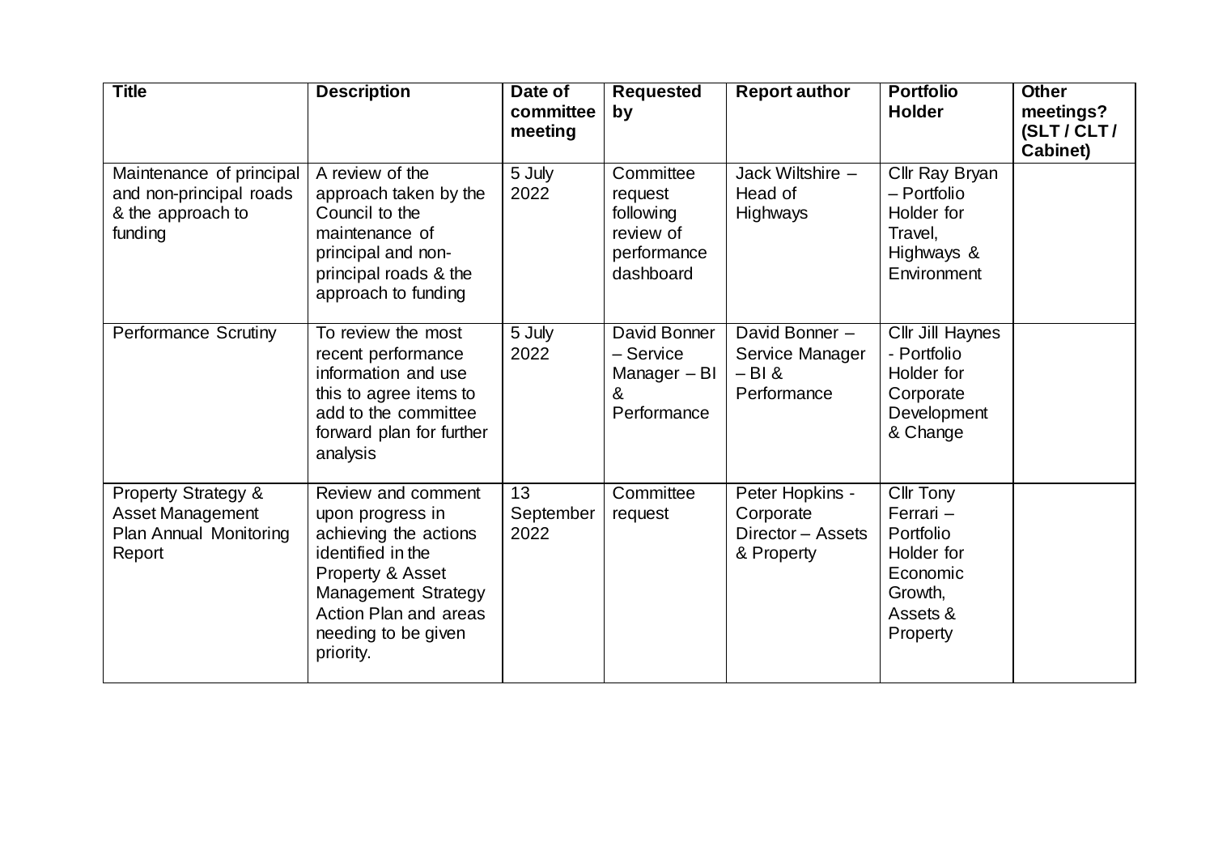| Title | Description | Date of committee meeting | Requested by | Report author | Portfolio Holder | Other meetings? (SLT / CLT / Cabinet) |
|---|---|---|---|---|---|---|
| Maintenance of principal and non-principal roads & the approach to funding | A review of the approach taken by the Council to the maintenance of principal and non-principal roads & the approach to funding | 5 July 2022 | Committee request following review of performance dashboard | Jack Wiltshire – Head of Highways | Cllr Ray Bryan – Portfolio Holder for Travel, Highways & Environment | |
| Performance Scrutiny | To review the most recent performance information and use this to agree items to add to the committee forward plan for further analysis | 5 July 2022 | David Bonner – Service Manager – BI & Performance | David Bonner – Service Manager – BI & Performance | Cllr Jill Haynes - Portfolio Holder for Corporate Development & Change | |
| Property Strategy & Asset Management Plan Annual Monitoring Report | Review and comment upon progress in achieving the actions identified in the Property & Asset Management Strategy Action Plan and areas needing to be given priority. | 13 September 2022 | Committee request | Peter Hopkins - Corporate Director – Assets & Property | Cllr Tony Ferrari – Portfolio Holder for Economic Growth, Assets & Property | |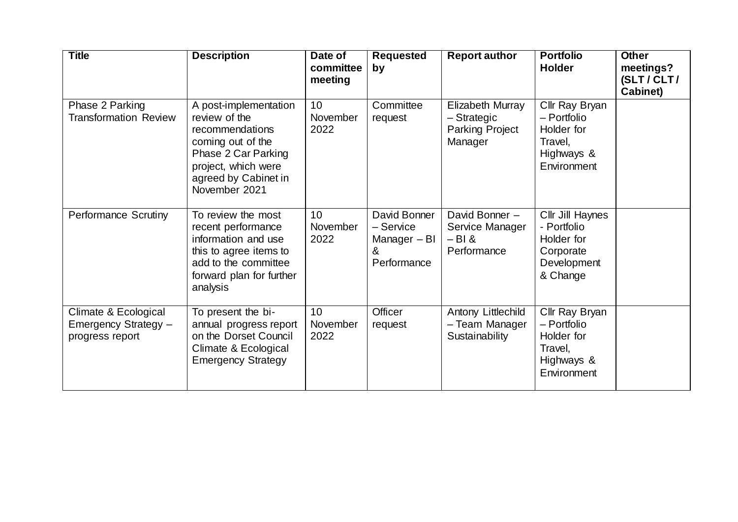| Title | Description | Date of committee meeting | Requested by | Report author | Portfolio Holder | Other meetings? (SLT / CLT / Cabinet) |
|---|---|---|---|---|---|---|
| Phase 2 Parking Transformation Review | A post-implementation review of the recommendations coming out of the Phase 2 Car Parking project, which were agreed by Cabinet in November 2021 | 10 November 2022 | Committee request | Elizabeth Murray – Strategic Parking Project Manager | Cllr Ray Bryan – Portfolio Holder for Travel, Highways & Environment | |
| Performance Scrutiny | To review the most recent performance information and use this to agree items to add to the committee forward plan for further analysis | 10 November 2022 | David Bonner – Service Manager – BI & Performance | David Bonner – Service Manager – BI & Performance | Cllr Jill Haynes - Portfolio Holder for Corporate Development & Change | |
| Climate & Ecological Emergency Strategy – progress report | To present the bi-annual progress report on the Dorset Council Climate & Ecological Emergency Strategy | 10 November 2022 | Officer request | Antony Littlechild – Team Manager Sustainability | Cllr Ray Bryan – Portfolio Holder for Travel, Highways & Environment | |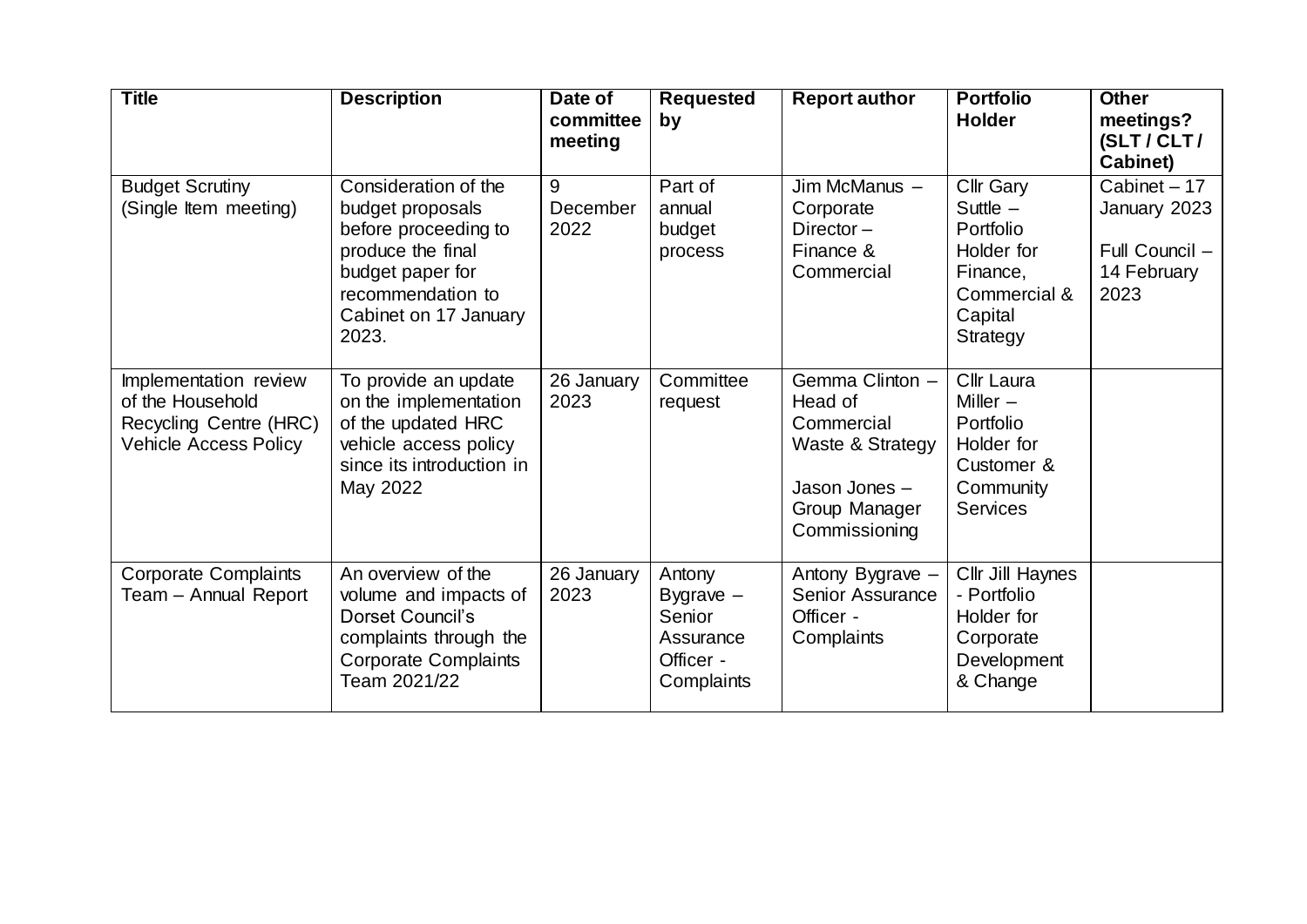| **Title** | **Description** | **Date of committee meeting** | **Requested by** | **Report author** | **Portfolio Holder** | **Other meetings? (SLT / CLT / Cabinet)** |
|---|---|---|---|---|---|---|
| Budget Scrutiny (Single Item meeting) | Consideration of the budget proposals before proceeding to produce the final budget paper for recommendation to Cabinet on 17 January 2023. | 9 December 2022 | Part of annual budget process | Jim McManus – Corporate Director – Finance & Commercial | Cllr Gary Suttle – Portfolio Holder for Finance, Commercial & Capital Strategy | Cabinet – 17 January 2023<br><br>Full Council – 14 February 2023 |
| Implementation review of the Household Recycling Centre (HRC) Vehicle Access Policy | To provide an update on the implementation of the updated HRC vehicle access policy since its introduction in May 2022 | 26 January 2023 | Committee request | Gemma Clinton – Head of Commercial Waste & Strategy<br><br>Jason Jones – Group Manager Commissioning | Cllr Laura Miller – Portfolio Holder for Customer & Community Services | |
| Corporate Complaints Team – Annual Report | An overview of the volume and impacts of Dorset Council's complaints through the Corporate Complaints Team 2021/22 | 26 January 2023 | Antony Bygrave – Senior Assurance Officer - Complaints | Antony Bygrave – Senior Assurance Officer - Complaints | Cllr Jill Haynes - Portfolio Holder for Corporate Development & Change | |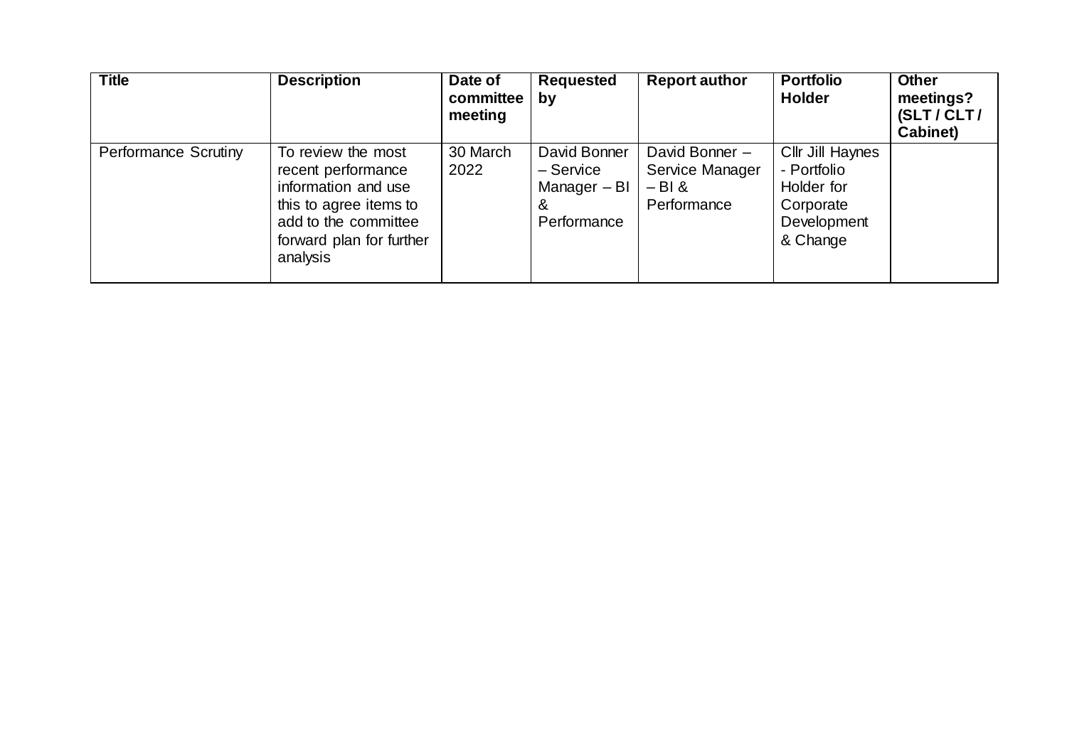| Title | Description | Date of committee meeting | Requested by | Report author | Portfolio Holder | Other meetings? (SLT / CLT / Cabinet) |
|---|---|---|---|---|---|---|
| Performance Scrutiny | To review the most recent performance information and use this to agree items to add to the committee forward plan for further analysis | 30 March 2022 | David Bonner – Service Manager – BI & Performance | David Bonner – Service Manager – BI & Performance | Cllr Jill Haynes - Portfolio Holder for Corporate Development & Change | |